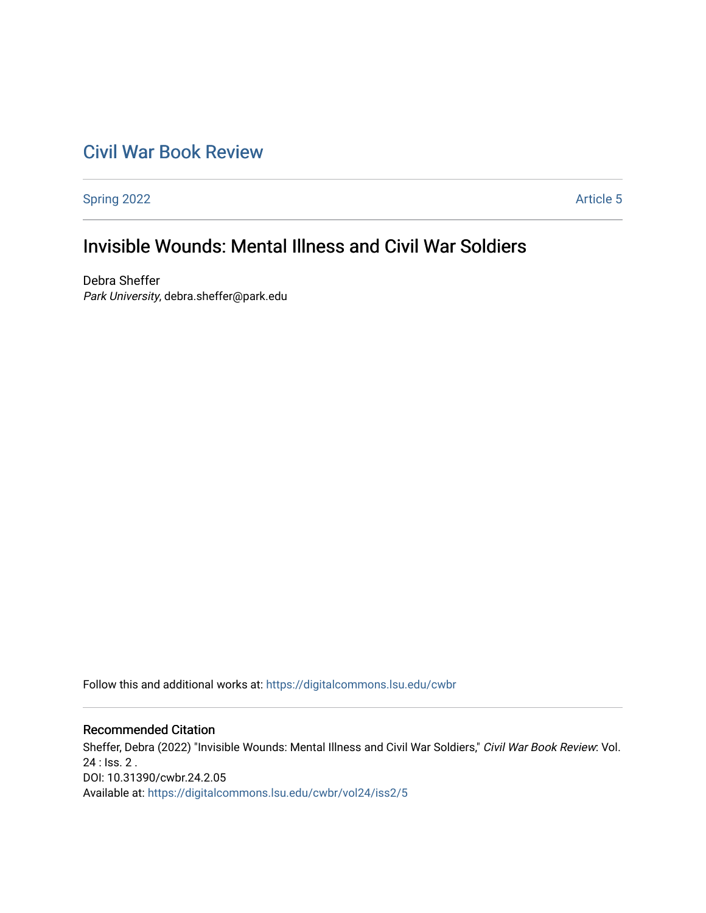# Civil War Book Review

Spring 2022 Article 5

## Invisible Wounds: Mental Illness and Civil War Soldiers

Debra Sheffer
*Park University*, debra.sheffer@park.edu

Follow this and additional works at: https://digitalcommons.lsu.edu/cwbr

### Recommended Citation

Sheffer, Debra (2022) "Invisible Wounds: Mental Illness and Civil War Soldiers," *Civil War Book Review*: Vol. 24 : Iss. 2 .
DOI: 10.31390/cwbr.24.2.05
Available at: https://digitalcommons.lsu.edu/cwbr/vol24/iss2/5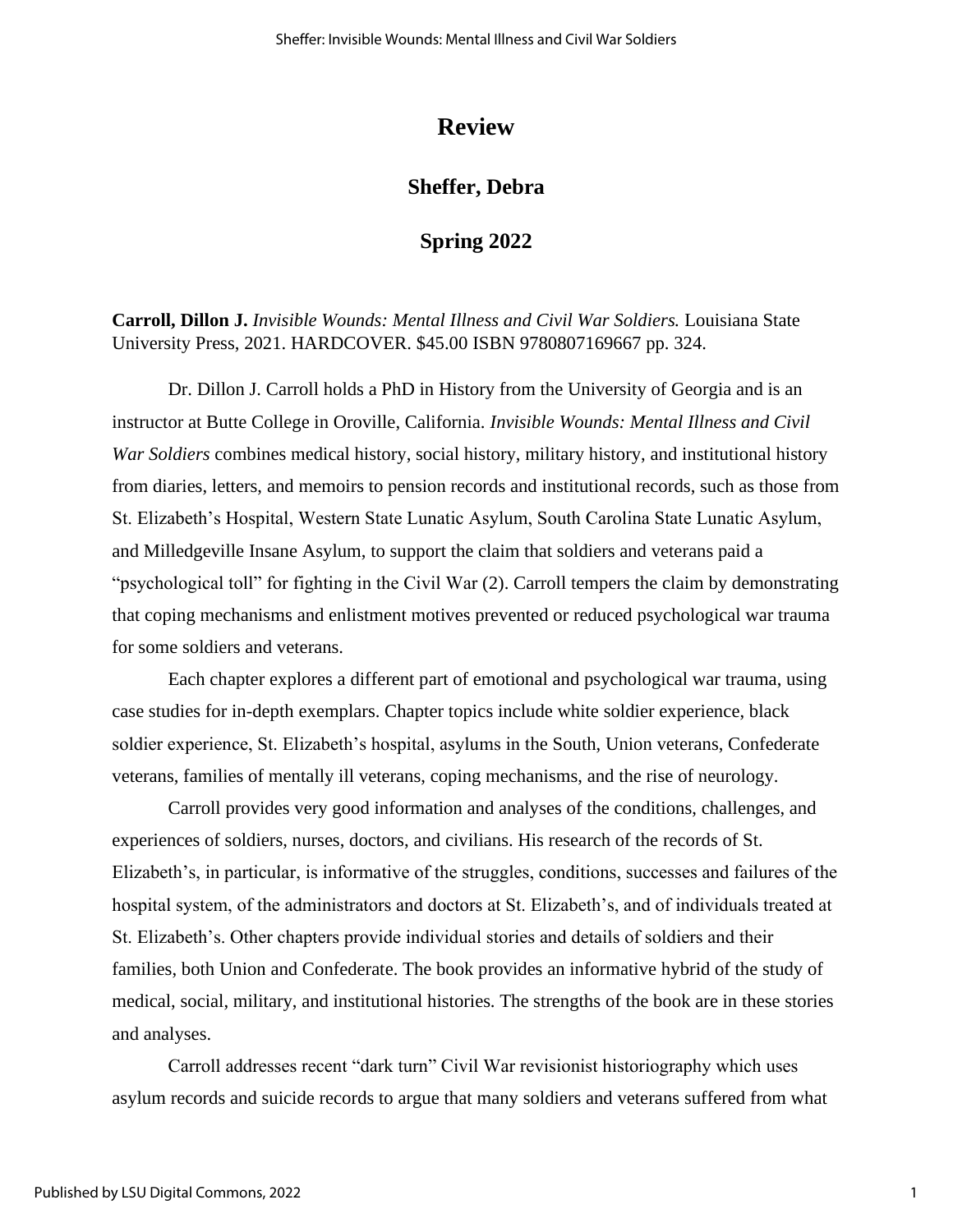# Review

## Sheffer, Debra

## Spring 2022

**Carroll, Dillon J.** *Invisible Wounds: Mental Illness and Civil War Soldiers.* Louisiana State University Press, 2021. HARDCOVER. $45.00 ISBN 9780807169667 pp. 324.

Dr. Dillon J. Carroll holds a PhD in History from the University of Georgia and is an instructor at Butte College in Oroville, California. *Invisible Wounds: Mental Illness and Civil War Soldiers* combines medical history, social history, military history, and institutional history from diaries, letters, and memoirs to pension records and institutional records, such as those from St. Elizabeth's Hospital, Western State Lunatic Asylum, South Carolina State Lunatic Asylum, and Milledgeville Insane Asylum, to support the claim that soldiers and veterans paid a "psychological toll" for fighting in the Civil War (2). Carroll tempers the claim by demonstrating that coping mechanisms and enlistment motives prevented or reduced psychological war trauma for some soldiers and veterans.

Each chapter explores a different part of emotional and psychological war trauma, using case studies for in-depth exemplars. Chapter topics include white soldier experience, black soldier experience, St. Elizabeth's hospital, asylums in the South, Union veterans, Confederate veterans, families of mentally ill veterans, coping mechanisms, and the rise of neurology.

Carroll provides very good information and analyses of the conditions, challenges, and experiences of soldiers, nurses, doctors, and civilians. His research of the records of St. Elizabeth's, in particular, is informative of the struggles, conditions, successes and failures of the hospital system, of the administrators and doctors at St. Elizabeth's, and of individuals treated at St. Elizabeth's. Other chapters provide individual stories and details of soldiers and their families, both Union and Confederate. The book provides an informative hybrid of the study of medical, social, military, and institutional histories. The strengths of the book are in these stories and analyses.

Carroll addresses recent "dark turn" Civil War revisionist historiography which uses asylum records and suicide records to argue that many soldiers and veterans suffered from what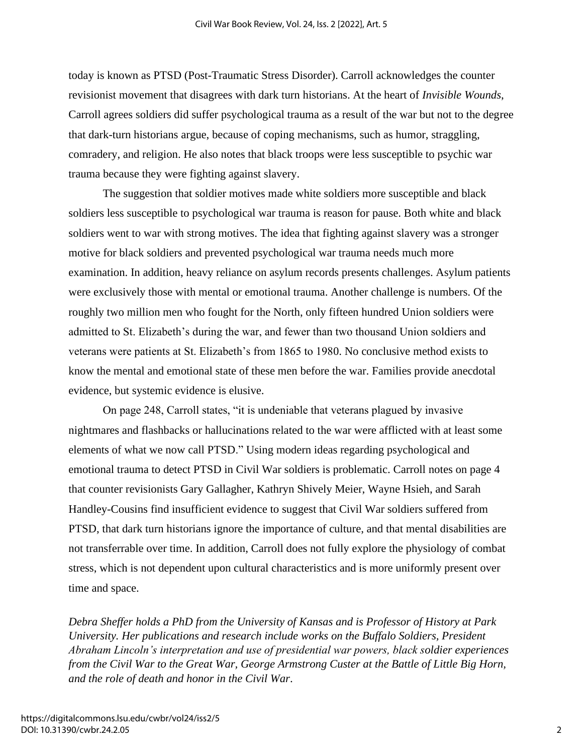today is known as PTSD (Post-Traumatic Stress Disorder). Carroll acknowledges the counter revisionist movement that disagrees with dark turn historians. At the heart of *Invisible Wounds*, Carroll agrees soldiers did suffer psychological trauma as a result of the war but not to the degree that dark-turn historians argue, because of coping mechanisms, such as humor, straggling, comradery, and religion. He also notes that black troops were less susceptible to psychic war trauma because they were fighting against slavery.

The suggestion that soldier motives made white soldiers more susceptible and black soldiers less susceptible to psychological war trauma is reason for pause. Both white and black soldiers went to war with strong motives. The idea that fighting against slavery was a stronger motive for black soldiers and prevented psychological war trauma needs much more examination. In addition, heavy reliance on asylum records presents challenges. Asylum patients were exclusively those with mental or emotional trauma. Another challenge is numbers. Of the roughly two million men who fought for the North, only fifteen hundred Union soldiers were admitted to St. Elizabeth's during the war, and fewer than two thousand Union soldiers and veterans were patients at St. Elizabeth's from 1865 to 1980. No conclusive method exists to know the mental and emotional state of these men before the war. Families provide anecdotal evidence, but systemic evidence is elusive.

On page 248, Carroll states, "it is undeniable that veterans plagued by invasive nightmares and flashbacks or hallucinations related to the war were afflicted with at least some elements of what we now call PTSD." Using modern ideas regarding psychological and emotional trauma to detect PTSD in Civil War soldiers is problematic. Carroll notes on page 4 that counter revisionists Gary Gallagher, Kathryn Shively Meier, Wayne Hsieh, and Sarah Handley-Cousins find insufficient evidence to suggest that Civil War soldiers suffered from PTSD, that dark turn historians ignore the importance of culture, and that mental disabilities are not transferrable over time. In addition, Carroll does not fully explore the physiology of combat stress, which is not dependent upon cultural characteristics and is more uniformly present over time and space.

*Debra Sheffer holds a PhD from the University of Kansas and is Professor of History at Park University. Her publications and research include works on the Buffalo Soldiers, President Abraham Lincoln's interpretation and use of presidential war powers, black soldier experiences from the Civil War to the Great War, George Armstrong Custer at the Battle of Little Big Horn, and the role of death and honor in the Civil War.*